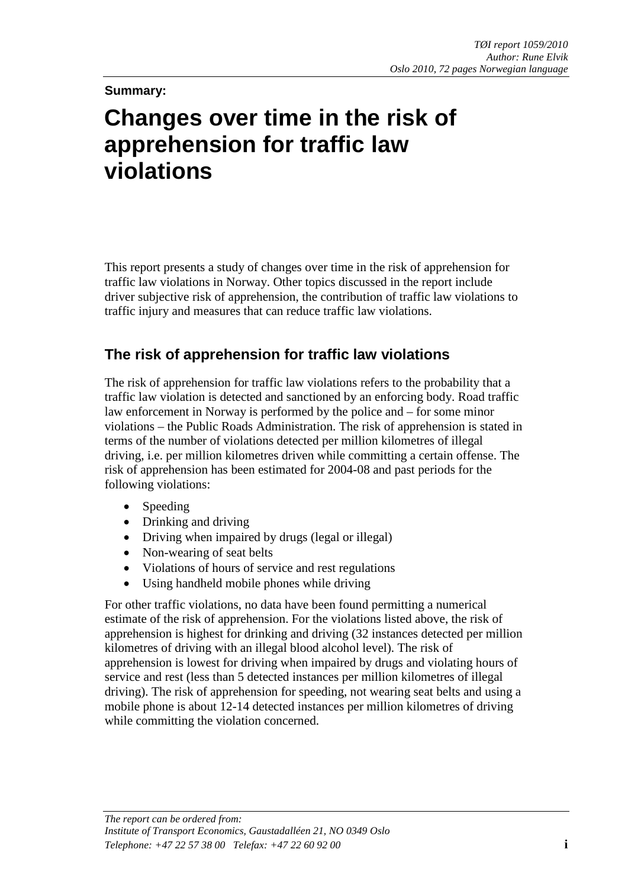*TØI report 1059/2010*
*Author: Rune Elvik*
*Oslo 2010, 72 pages Norwegian language*

**Summary:**

# Changes over time in the risk of apprehension for traffic law violations

This report presents a study of changes over time in the risk of apprehension for traffic law violations in Norway. Other topics discussed in the report include driver subjective risk of apprehension, the contribution of traffic law violations to traffic injury and measures that can reduce traffic law violations.

## The risk of apprehension for traffic law violations

The risk of apprehension for traffic law violations refers to the probability that a traffic law violation is detected and sanctioned by an enforcing body. Road traffic law enforcement in Norway is performed by the police and – for some minor violations – the Public Roads Administration. The risk of apprehension is stated in terms of the number of violations detected per million kilometres of illegal driving, i.e. per million kilometres driven while committing a certain offense. The risk of apprehension has been estimated for 2004-08 and past periods for the following violations:

- Speeding
- Drinking and driving
- Driving when impaired by drugs (legal or illegal)
- Non-wearing of seat belts
- Violations of hours of service and rest regulations
- Using handheld mobile phones while driving

For other traffic violations, no data have been found permitting a numerical estimate of the risk of apprehension. For the violations listed above, the risk of apprehension is highest for drinking and driving (32 instances detected per million kilometres of driving with an illegal blood alcohol level). The risk of apprehension is lowest for driving when impaired by drugs and violating hours of service and rest (less than 5 detected instances per million kilometres of illegal driving). The risk of apprehension for speeding, not wearing seat belts and using a mobile phone is about 12-14 detected instances per million kilometres of driving while committing the violation concerned.

*The report can be ordered from:*
*Institute of Transport Economics, Gaustadalléen 21, NO 0349 Oslo*
*Telephone: +47 22 57 38 00 Telefax: +47 22 60 92 00*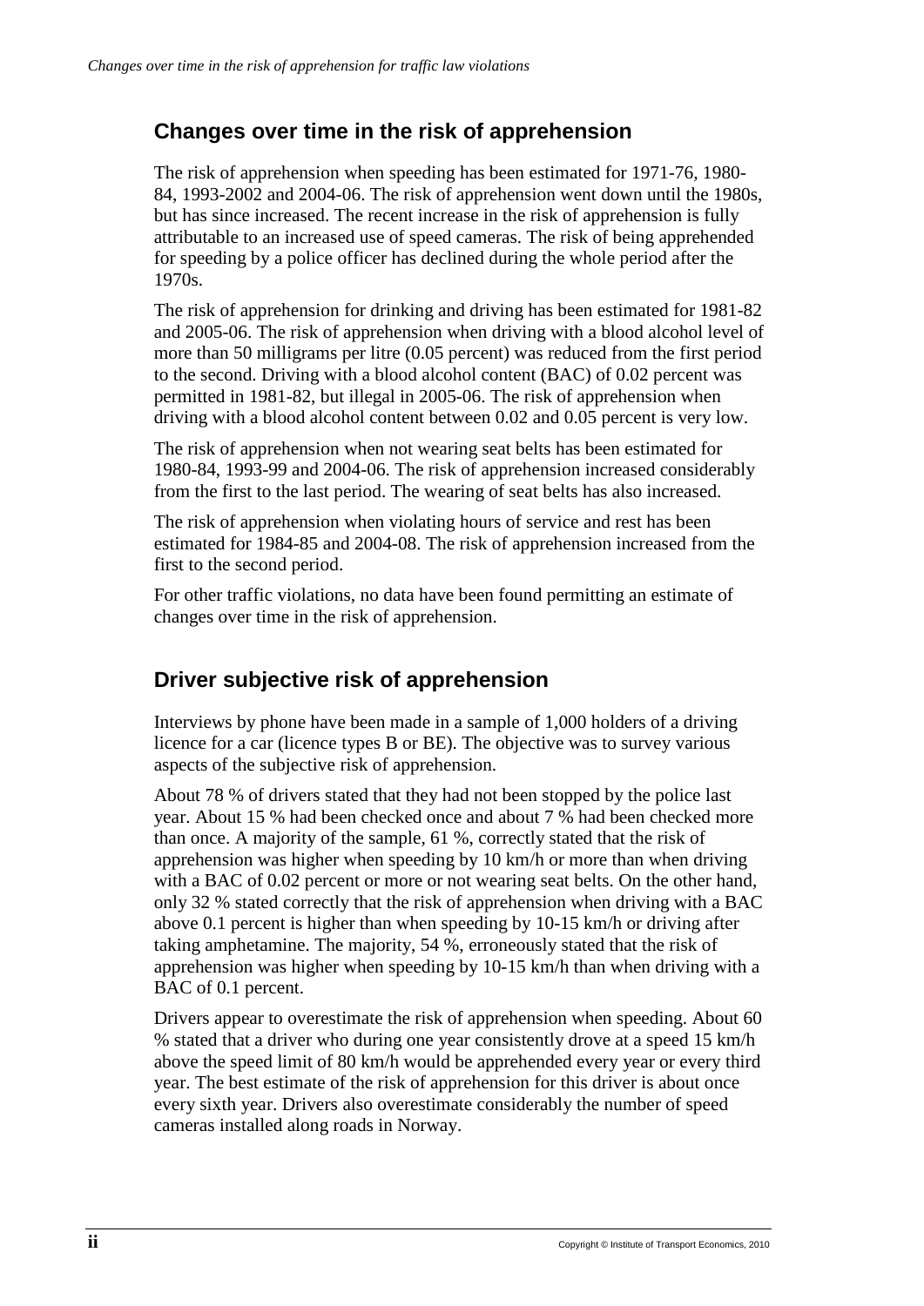## Changes over time in the risk of apprehension

The risk of apprehension when speeding has been estimated for 1971-76, 1980-84, 1993-2002 and 2004-06. The risk of apprehension went down until the 1980s, but has since increased. The recent increase in the risk of apprehension is fully attributable to an increased use of speed cameras. The risk of being apprehended for speeding by a police officer has declined during the whole period after the 1970s.

The risk of apprehension for drinking and driving has been estimated for 1981-82 and 2005-06. The risk of apprehension when driving with a blood alcohol level of more than 50 milligrams per litre (0.05 percent) was reduced from the first period to the second. Driving with a blood alcohol content (BAC) of 0.02 percent was permitted in 1981-82, but illegal in 2005-06. The risk of apprehension when driving with a blood alcohol content between 0.02 and 0.05 percent is very low.

The risk of apprehension when not wearing seat belts has been estimated for 1980-84, 1993-99 and 2004-06. The risk of apprehension increased considerably from the first to the last period. The wearing of seat belts has also increased.

The risk of apprehension when violating hours of service and rest has been estimated for 1984-85 and 2004-08. The risk of apprehension increased from the first to the second period.

For other traffic violations, no data have been found permitting an estimate of changes over time in the risk of apprehension.

## Driver subjective risk of apprehension

Interviews by phone have been made in a sample of 1,000 holders of a driving licence for a car (licence types B or BE). The objective was to survey various aspects of the subjective risk of apprehension.

About 78 % of drivers stated that they had not been stopped by the police last year. About 15 % had been checked once and about 7 % had been checked more than once. A majority of the sample, 61 %, correctly stated that the risk of apprehension was higher when speeding by 10 km/h or more than when driving with a BAC of 0.02 percent or more or not wearing seat belts. On the other hand, only 32 % stated correctly that the risk of apprehension when driving with a BAC above 0.1 percent is higher than when speeding by 10-15 km/h or driving after taking amphetamine. The majority, 54 %, erroneously stated that the risk of apprehension was higher when speeding by 10-15 km/h than when driving with a BAC of 0.1 percent.

Drivers appear to overestimate the risk of apprehension when speeding. About 60 % stated that a driver who during one year consistently drove at a speed 15 km/h above the speed limit of 80 km/h would be apprehended every year or every third year. The best estimate of the risk of apprehension for this driver is about once every sixth year. Drivers also overestimate considerably the number of speed cameras installed along roads in Norway.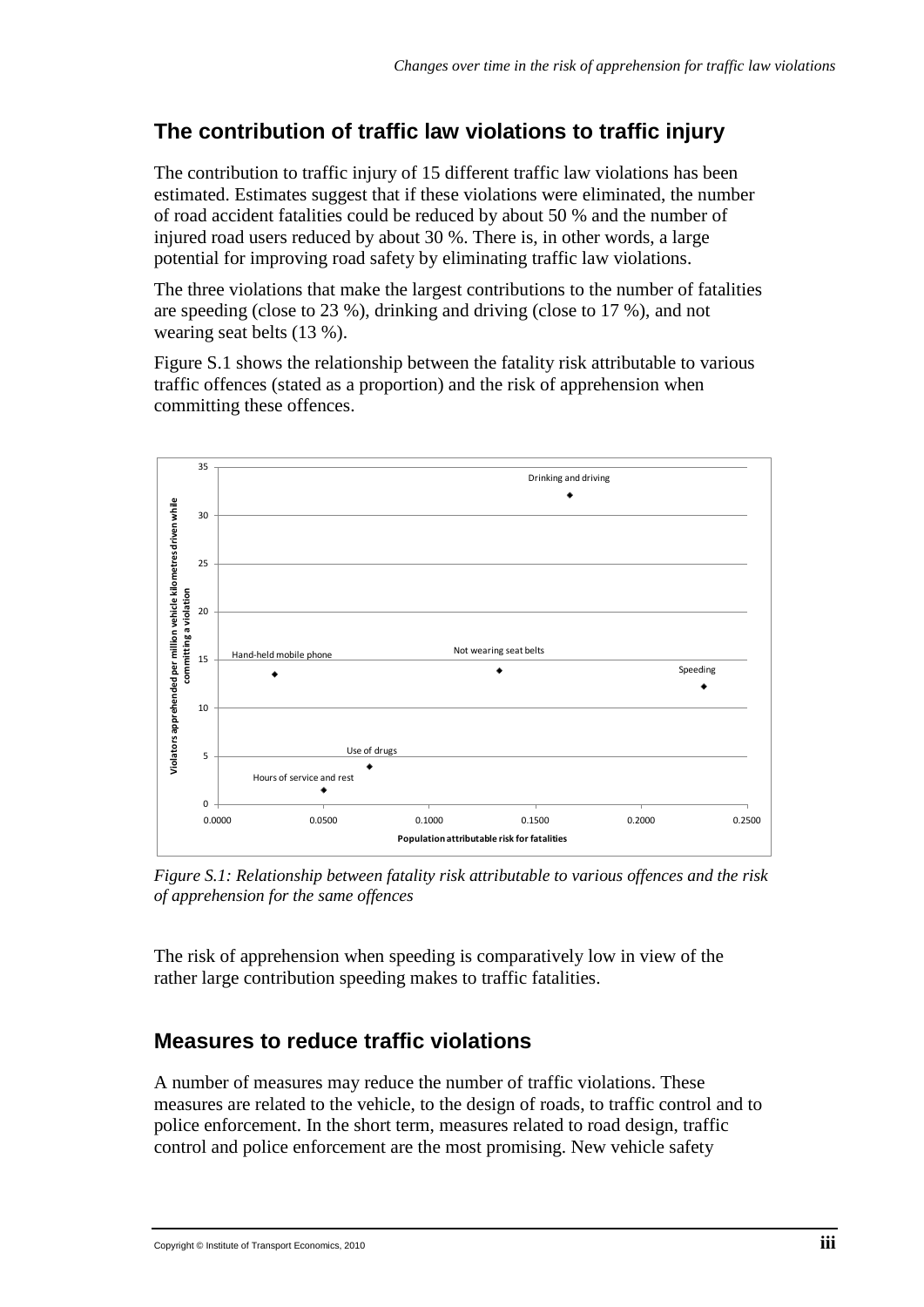## The contribution of traffic law violations to traffic injury

The contribution to traffic injury of 15 different traffic law violations has been estimated. Estimates suggest that if these violations were eliminated, the number of road accident fatalities could be reduced by about 50 % and the number of injured road users reduced by about 30 %. There is, in other words, a large potential for improving road safety by eliminating traffic law violations.

The three violations that make the largest contributions to the number of fatalities are speeding (close to 23 %), drinking and driving (close to 17 %), and not wearing seat belts (13 %).

Figure S.1 shows the relationship between the fatality risk attributable to various traffic offences (stated as a proportion) and the risk of apprehension when committing these offences.

*Figure S.1: Relationship between fatality risk attributable to various offences and the risk of apprehension for the same offences*

The risk of apprehension when speeding is comparatively low in view of the rather large contribution speeding makes to traffic fatalities.

## Measures to reduce traffic violations

A number of measures may reduce the number of traffic violations. These measures are related to the vehicle, to the design of roads, to traffic control and to police enforcement. In the short term, measures related to road design, traffic control and police enforcement are the most promising. New vehicle safety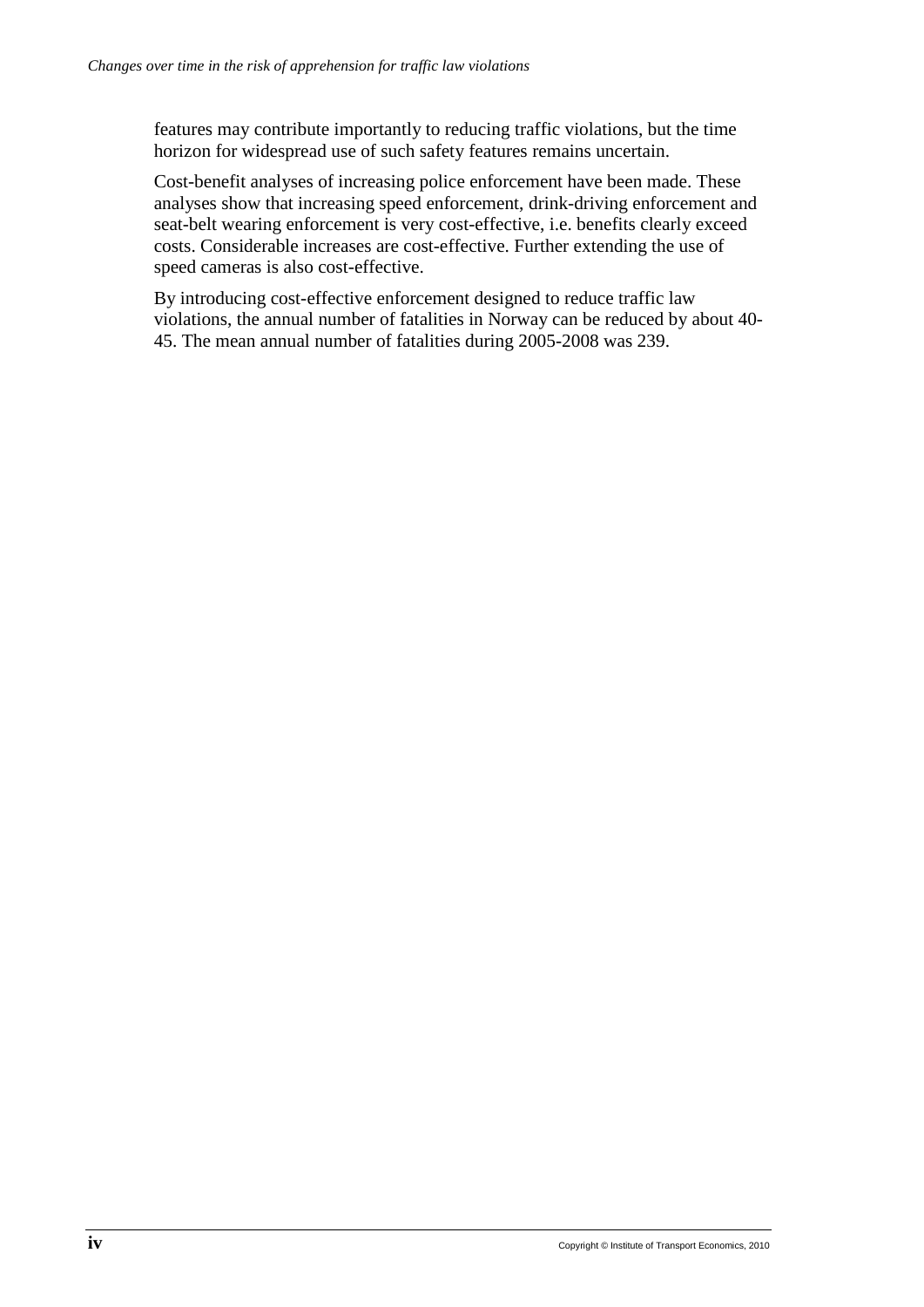features may contribute importantly to reducing traffic violations, but the time horizon for widespread use of such safety features remains uncertain.

Cost-benefit analyses of increasing police enforcement have been made. These analyses show that increasing speed enforcement, drink-driving enforcement and seat-belt wearing enforcement is very cost-effective, i.e. benefits clearly exceed costs. Considerable increases are cost-effective. Further extending the use of speed cameras is also cost-effective.

By introducing cost-effective enforcement designed to reduce traffic law violations, the annual number of fatalities in Norway can be reduced by about 40-45. The mean annual number of fatalities during 2005-2008 was 239.